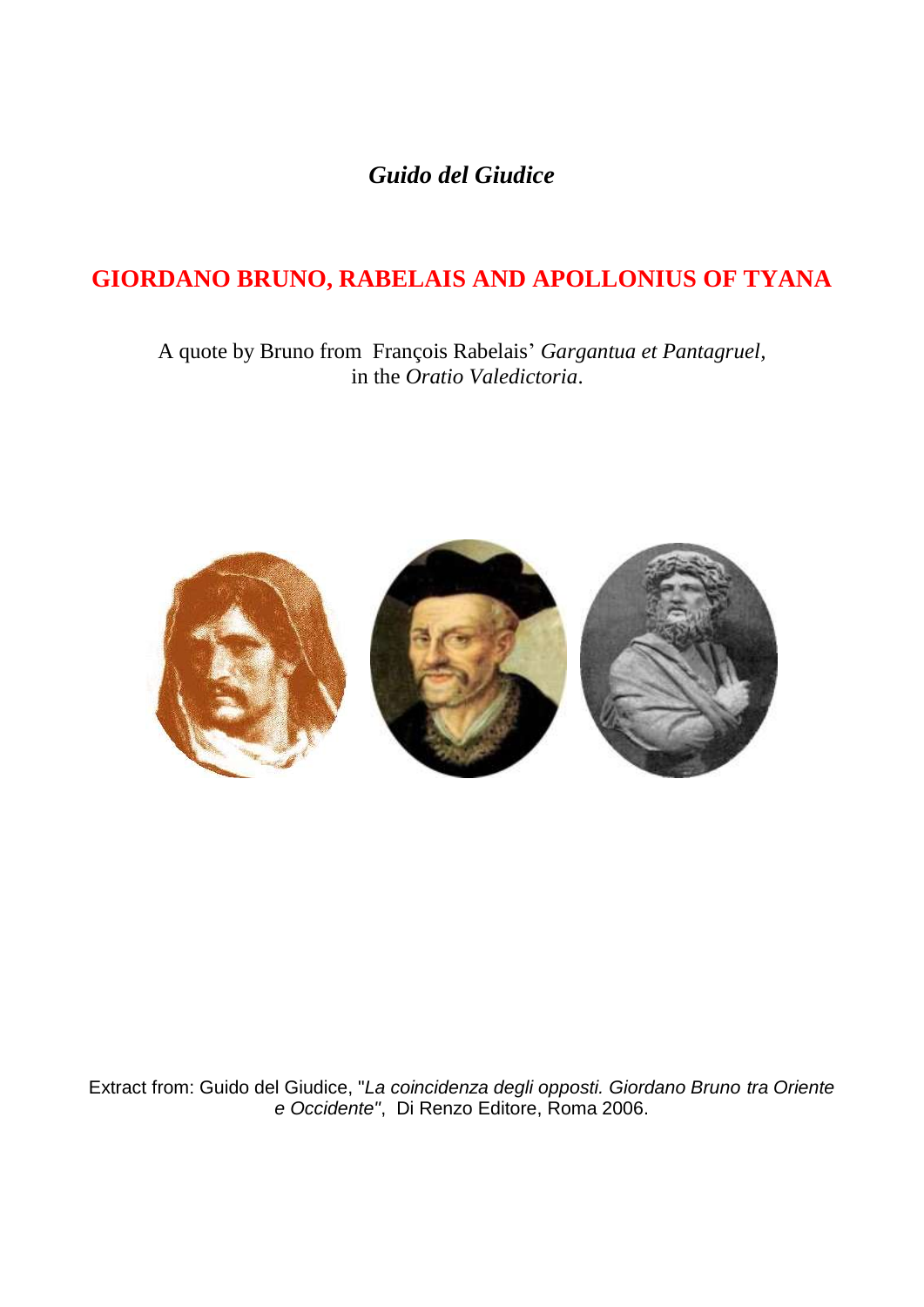*Guido del Giudice*

# GIORDANO BRUNO, RABELAIS AND APOLLONIUS OF TYANA

A quote by Bruno from François Rabelais' *Gargantua et Pantagruel*, in the *Oratio Valedictoria*.

Extract from: Guido del Giudice, "*La coincidenza degli opposti. Giordano Bruno tra Oriente e Occidente"*, Di Renzo Editore, Roma 2006.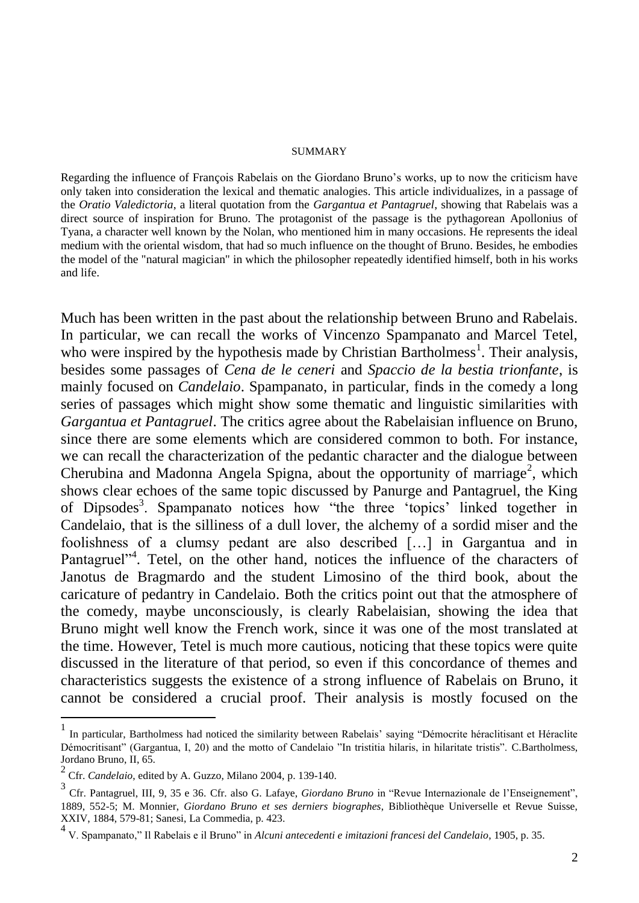SUMMARY

Regarding the influence of François Rabelais on the Giordano Bruno's works, up to now the criticism have only taken into consideration the lexical and thematic analogies. This article individualizes, in a passage of the *Oratio Valedictoria*, a literal quotation from the *Gargantua et Pantagruel*, showing that Rabelais was a direct source of inspiration for Bruno. The protagonist of the passage is the pythagorean Apollonius of Tyana, a character well known by the Nolan, who mentioned him in many occasions. He represents the ideal medium with the oriental wisdom, that had so much influence on the thought of Bruno. Besides, he embodies the model of the "natural magician" in which the philosopher repeatedly identified himself, both in his works and life.

Much has been written in the past about the relationship between Bruno and Rabelais. In particular, we can recall the works of Vincenzo Spampanato and Marcel Tetel, who were inspired by the hypothesis made by Christian Bartholmess[1]. Their analysis, besides some passages of *Cena de le ceneri* and *Spaccio de la bestia trionfante*, is mainly focused on *Candelaio*. Spampanato, in particular, finds in the comedy a long series of passages which might show some thematic and linguistic similarities with *Gargantua et Pantagruel*. The critics agree about the Rabelaisian influence on Bruno, since there are some elements which are considered common to both. For instance, we can recall the characterization of the pedantic character and the dialogue between Cherubina and Madonna Angela Spigna, about the opportunity of marriage[2], which shows clear echoes of the same topic discussed by Panurge and Pantagruel, the King of Dipsodes[3]. Spampanato notices how "the three 'topics' linked together in Candelaio, that is the silliness of a dull lover, the alchemy of a sordid miser and the foolishness of a clumsy pedant are also described […] in Gargantua and in Pantagruel"[4]. Tetel, on the other hand, notices the influence of the characters of Janotus de Bragmardo and the student Limosino of the third book, about the caricature of pedantry in Candelaio. Both the critics point out that the atmosphere of the comedy, maybe unconsciously, is clearly Rabelaisian, showing the idea that Bruno might well know the French work, since it was one of the most translated at the time. However, Tetel is much more cautious, noticing that these topics were quite discussed in the literature of that period, so even if this concordance of themes and characteristics suggests the existence of a strong influence of Rabelais on Bruno, it cannot be considered a crucial proof. Their analysis is mostly focused on the

---

[1] In particular, Bartholmess had noticed the similarity between Rabelais' saying "Démocrite héraclitisant et Héraclite Démocritisant" (Gargantua, I, 20) and the motto of Candelaio "In tristitia hilaris, in hilaritate tristis". C.Bartholmess, Jordano Bruno, II, 65.

[2] Cfr. *Candelaio*, edited by A. Guzzo, Milano 2004, p. 139-140.

[3] Cfr. Pantagruel, III, 9, 35 e 36. Cfr. also G. Lafaye, *Giordano Bruno* in "Revue Internazionale de l'Enseignement", 1889, 552-5; M. Monnier, *Giordano Bruno et ses derniers biographes*, Bibliothèque Universelle et Revue Suisse, XXIV, 1884, 579-81; Sanesi, La Commedia, p. 423.

[4] V. Spampanato," Il Rabelais e il Bruno" in *Alcuni antecedenti e imitazioni francesi del Candelaio*, 1905, p. 35.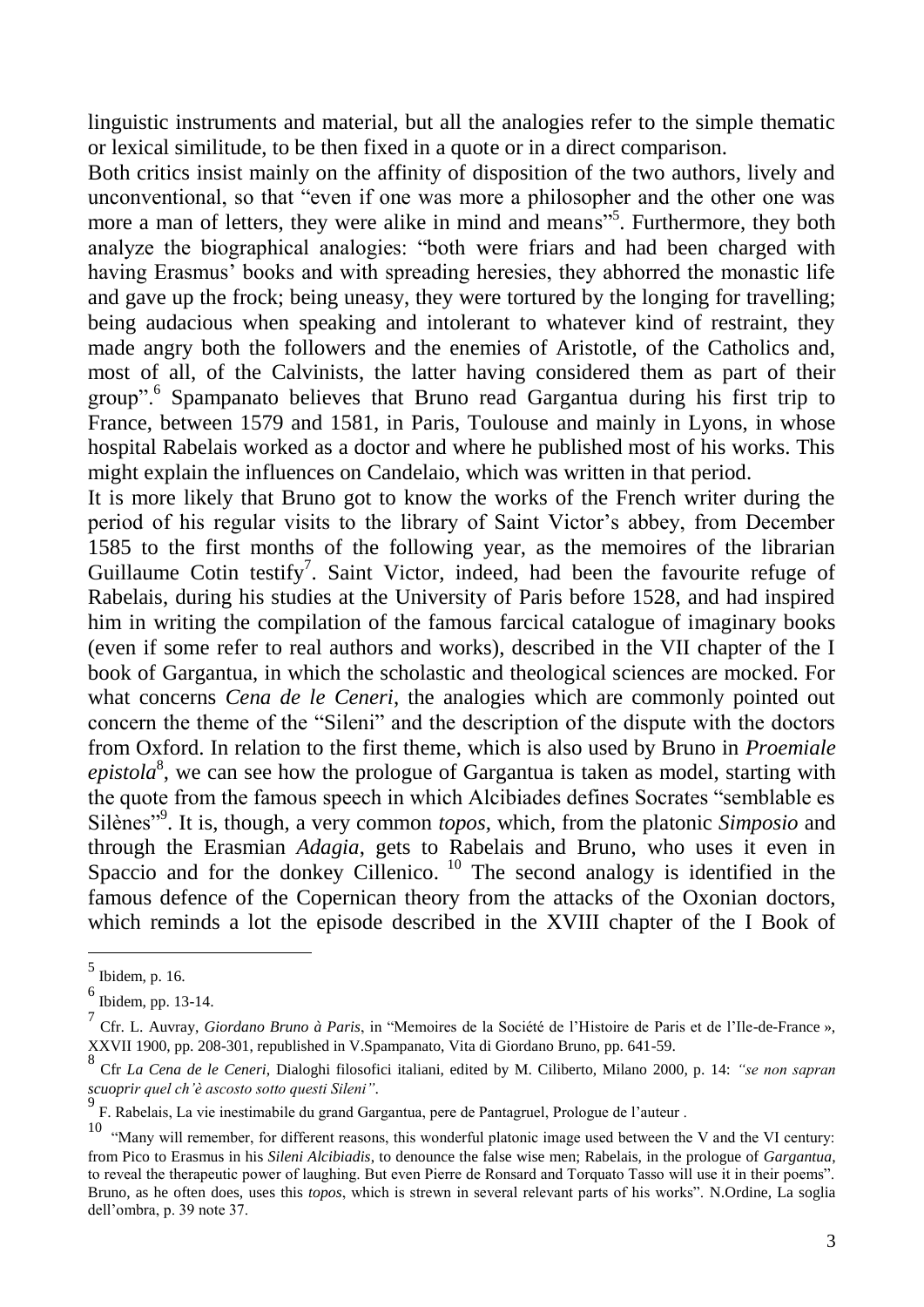linguistic instruments and material, but all the analogies refer to the simple thematic or lexical similitude, to be then fixed in a quote or in a direct comparison.

Both critics insist mainly on the affinity of disposition of the two authors, lively and unconventional, so that "even if one was more a philosopher and the other one was more a man of letters, they were alike in mind and means"[5]. Furthermore, they both analyze the biographical analogies: "both were friars and had been charged with having Erasmus' books and with spreading heresies, they abhorred the monastic life and gave up the frock; being uneasy, they were tortured by the longing for travelling; being audacious when speaking and intolerant to whatever kind of restraint, they made angry both the followers and the enemies of Aristotle, of the Catholics and, most of all, of the Calvinists, the latter having considered them as part of their group".[6] Spampanato believes that Bruno read Gargantua during his first trip to France, between 1579 and 1581, in Paris, Toulouse and mainly in Lyons, in whose hospital Rabelais worked as a doctor and where he published most of his works. This might explain the influences on Candelaio, which was written in that period.

It is more likely that Bruno got to know the works of the French writer during the period of his regular visits to the library of Saint Victor's abbey, from December 1585 to the first months of the following year, as the memoires of the librarian Guillaume Cotin testify[7]. Saint Victor, indeed, had been the favourite refuge of Rabelais, during his studies at the University of Paris before 1528, and had inspired him in writing the compilation of the famous farcical catalogue of imaginary books (even if some refer to real authors and works), described in the VII chapter of the I book of Gargantua, in which the scholastic and theological sciences are mocked. For what concerns *Cena de le Ceneri*, the analogies which are commonly pointed out concern the theme of the "Sileni" and the description of the dispute with the doctors from Oxford. In relation to the first theme, which is also used by Bruno in *Proemiale epistola*[8], we can see how the prologue of Gargantua is taken as model, starting with the quote from the famous speech in which Alcibiades defines Socrates "semblable es Silènes"[9]. It is, though, a very common *topos*, which, from the platonic *Simposio* and through the Erasmian *Adagia*, gets to Rabelais and Bruno, who uses it even in Spaccio and for the donkey Cillenico. [10] The second analogy is identified in the famous defence of the Copernican theory from the attacks of the Oxonian doctors, which reminds a lot the episode described in the XVIII chapter of the I Book of

---

[5] Ibidem, p. 16.

[6] Ibidem, pp. 13-14.

[7] Cfr. L. Auvray, *Giordano Bruno à Paris*, in "Memoires de la Société de l'Histoire de Paris et de l'Ile-de-France », XXVII 1900, pp. 208-301, republished in V.Spampanato, Vita di Giordano Bruno, pp. 641-59.

[8] Cfr *La Cena de le Ceneri*, Dialoghi filosofici italiani, edited by M. Ciliberto, Milano 2000, p. 14: *"se non sapran scuoprir quel ch'è ascosto sotto questi Sileni"*.

[9] F. Rabelais, La vie inestimabile du grand Gargantua, pere de Pantagruel, Prologue de l'auteur .

[10] "Many will remember, for different reasons, this wonderful platonic image used between the V and the VI century: from Pico to Erasmus in his *Sileni Alcibiadis*, to denounce the false wise men; Rabelais, in the prologue of *Gargantua*, to reveal the therapeutic power of laughing. But even Pierre de Ronsard and Torquato Tasso will use it in their poems". Bruno, as he often does, uses this *topos*, which is strewn in several relevant parts of his works". N.Ordine, La soglia dell'ombra, p. 39 note 37.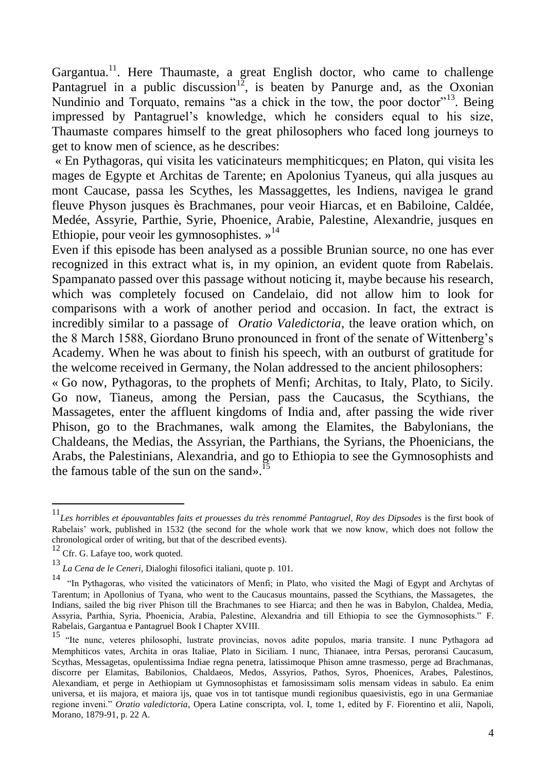Gargantua.[11]. Here Thaumaste, a great English doctor, who came to challenge Pantagruel in a public discussion[12], is beaten by Panurge and, as the Oxonian Nundinio and Torquato, remains "as a chick in the tow, the poor doctor"[13]. Being impressed by Pantagruel's knowledge, which he considers equal to his size, Thaumaste compares himself to the great philosophers who faced long journeys to get to know men of science, as he describes:

« En Pythagoras, qui visita les vaticinateurs memphiticques; en Platon, qui visita les mages de Egypte et Architas de Tarente; en Apolonius Tyaneus, qui alla jusques au mont Caucase, passa les Scythes, les Massaggettes, les Indiens, navigea le grand fleuve Physon jusques ès Brachmanes, pour veoir Hiarcas, et en Babiloine, Caldée, Medée, Assyrie, Parthie, Syrie, Phoenice, Arabie, Palestine, Alexandrie, jusques en Ethiopie, pour veoir les gymnosophistes. »[14]

Even if this episode has been analysed as a possible Brunian source, no one has ever recognized in this extract what is, in my opinion, an evident quote from Rabelais. Spampanato passed over this passage without noticing it, maybe because his research, which was completely focused on Candelaio, did not allow him to look for comparisons with a work of another period and occasion. In fact, the extract is incredibly similar to a passage of *Oratio Valedictoria*, the leave oration which, on the 8 March 1588, Giordano Bruno pronounced in front of the senate of Wittenberg's Academy. When he was about to finish his speech, with an outburst of gratitude for the welcome received in Germany, the Nolan addressed to the ancient philosophers:

« Go now, Pythagoras, to the prophets of Menfi; Architas, to Italy, Plato, to Sicily. Go now, Tianeus, among the Persian, pass the Caucasus, the Scythians, the Massagetes, enter the affluent kingdoms of India and, after passing the wide river Phison, go to the Brachmanes, walk among the Elamites, the Babylonians, the Chaldeans, the Medias, the Assyrian, the Parthians, the Syrians, the Phoenicians, the Arabs, the Palestinians, Alexandria, and go to Ethiopia to see the Gymnosophists and the famous table of the sun on the sand».[15]

---

[11] *Les horribles et épouvantables faits et prouesses du très renommé Pantagruel, Roy des Dipsodes* is the first book of Rabelais' work, published in 1532 (the second for the whole work that we now know, which does not follow the chronological order of writing, but that of the described events).

[12] Cfr. G. Lafaye too, work quoted.

[13] *La Cena de le Ceneri*, Dialoghi filosofici italiani, quote p. 101.

[14] "In Pythagoras, who visited the vaticinators of Menfi; in Plato, who visited the Magi of Egypt and Archytas of Tarentum; in Apollonius of Tyana, who went to the Caucasus mountains, passed the Scythians, the Massagetes, the Indians, sailed the big river Phison till the Brachmanes to see Hiarca; and then he was in Babylon, Chaldea, Media, Assyria, Parthia, Syria, Phoenicia, Arabia, Palestine, Alexandria and till Ethiopia to see the Gymnosophists." F. Rabelais, Gargantua e Pantagruel Book I Chapter XVIII.

[15] "Ite nunc, veteres philosophi, lustrate provincias, novos adite populos, maria transite. I nunc Pythagora ad Memphiticos vates, Archita in oras Italiae, Plato in Siciliam. I nunc, Thianaee, intra Persas, peroransi Caucasum, Scythas, Messagetas, opulentissima Indiae regna penetra, latissimoque Phison amne trasmesso, perge ad Brachmanas, discorre per Elamitas, Babilonios, Chaldaeos, Medos, Assyrios, Pathos, Syros, Phoenices, Arabes, Palestinos, Alexandiam, et perge in Aethiopiam ut Gymnosophistas et famosissimam solis mensam videas in sabulo. Ea enim universa, et iis majora, et maiora ijs, quae vos in tot tantisque mundi regionibus quaesivistis, ego in una Germaniae regione inveni." *Oratio valedictoria*, Opera Latine conscripta, vol. I, tome 1, edited by F. Fiorentino et alii, Napoli, Morano, 1879-91, p. 22 A.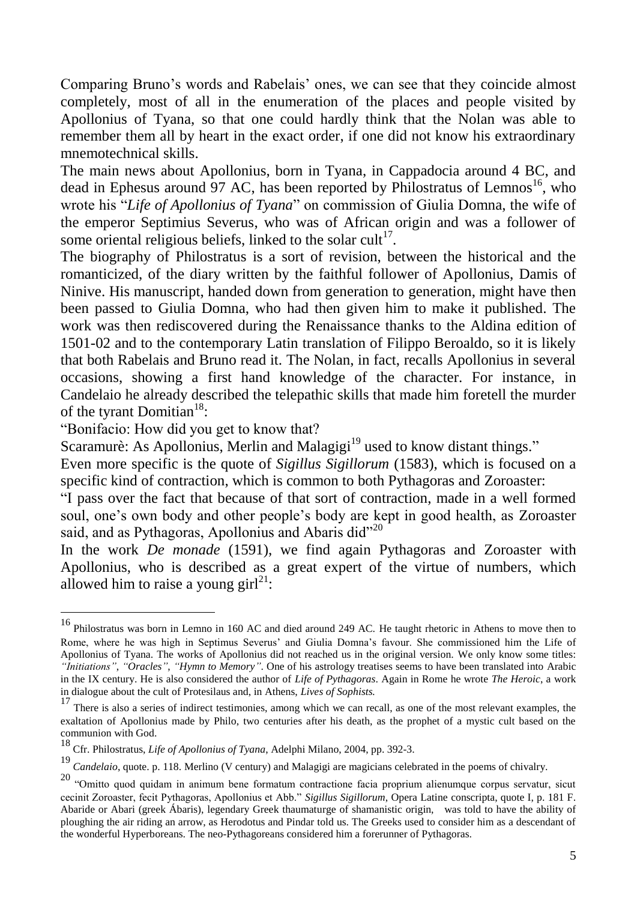Comparing Bruno's words and Rabelais' ones, we can see that they coincide almost completely, most of all in the enumeration of the places and people visited by Apollonius of Tyana, so that one could hardly think that the Nolan was able to remember them all by heart in the exact order, if one did not know his extraordinary mnemotechnical skills.

The main news about Apollonius, born in Tyana, in Cappadocia around 4 BC, and dead in Ephesus around 97 AC, has been reported by Philostratus of Lemnos[16], who wrote his "*Life of Apollonius of Tyana*" on commission of Giulia Domna, the wife of the emperor Septimius Severus, who was of African origin and was a follower of some oriental religious beliefs, linked to the solar cult[17].

The biography of Philostratus is a sort of revision, between the historical and the romanticized, of the diary written by the faithful follower of Apollonius, Damis of Ninive. His manuscript, handed down from generation to generation, might have then been passed to Giulia Domna, who had then given him to make it published. The work was then rediscovered during the Renaissance thanks to the Aldina edition of 1501-02 and to the contemporary Latin translation of Filippo Beroaldo, so it is likely that both Rabelais and Bruno read it. The Nolan, in fact, recalls Apollonius in several occasions, showing a first hand knowledge of the character. For instance, in Candelaio he already described the telepathic skills that made him foretell the murder of the tyrant Domitian[18]:

"Bonifacio: How did you get to know that?

Scaramurè: As Apollonius, Merlin and Malagigi[19] used to know distant things."

Even more specific is the quote of *Sigillus Sigillorum* (1583), which is focused on a specific kind of contraction, which is common to both Pythagoras and Zoroaster:

"I pass over the fact that because of that sort of contraction, made in a well formed soul, one's own body and other people's body are kept in good health, as Zoroaster said, and as Pythagoras, Apollonius and Abaris did"[20]

In the work *De monade* (1591), we find again Pythagoras and Zoroaster with Apollonius, who is described as a great expert of the virtue of numbers, which allowed him to raise a young girl[21]:

---

[16] Philostratus was born in Lemno in 160 AC and died around 249 AC. He taught rhetoric in Athens to move then to Rome, where he was high in Septimus Severus' and Giulia Domna's favour. She commissioned him the Life of Apollonius of Tyana. The works of Apollonius did not reached us in the original version. We only know some titles: *"Initiations"*, *"Oracles"*, *"Hymn to Memory"*. One of his astrology treatises seems to have been translated into Arabic in the IX century. He is also considered the author of *Life of Pythagoras*. Again in Rome he wrote *The Heroic*, a work in dialogue about the cult of Protesilaus and, in Athens, *Lives of Sophists.*

[17] There is also a series of indirect testimonies, among which we can recall, as one of the most relevant examples, the exaltation of Apollonius made by Philo, two centuries after his death, as the prophet of a mystic cult based on the communion with God.

[18] Cfr. Philostratus, *Life of Apollonius of Tyana*, Adelphi Milano, 2004, pp. 392-3.

[19] *Candelaio*, quote. p. 118. Merlino (V century) and Malagigi are magicians celebrated in the poems of chivalry.

[20] "Omitto quod quidam in animum bene formatum contractione facia proprium alienumque corpus servatur, sicut cecinit Zoroaster, fecit Pythagoras, Apollonius et Abb." *Sigillus Sigillorum*, Opera Latine conscripta, quote I, p. 181 F. Abaride or Abari (greek Ábaris), legendary Greek thaumaturge of shamanistic origin, was told to have the ability of ploughing the air riding an arrow, as Herodotus and Pindar told us. The Greeks used to consider him as a descendant of the wonderful Hyperboreans. The neo-Pythagoreans considered him a forerunner of Pythagoras.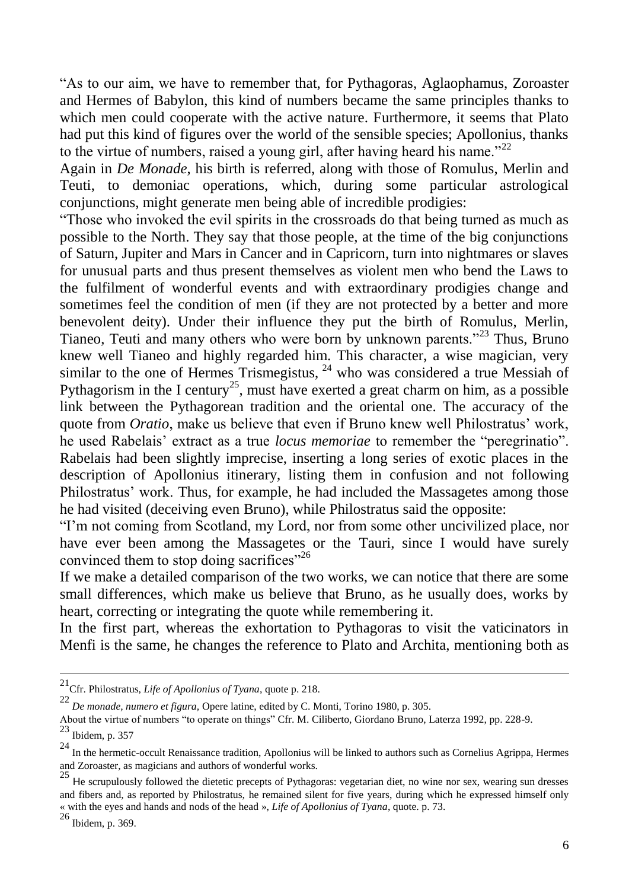"As to our aim, we have to remember that, for Pythagoras, Aglaophamus, Zoroaster and Hermes of Babylon, this kind of numbers became the same principles thanks to which men could cooperate with the active nature. Furthermore, it seems that Plato had put this kind of figures over the world of the sensible species; Apollonius, thanks to the virtue of numbers, raised a young girl, after having heard his name."[22]

Again in *De Monade*, his birth is referred, along with those of Romulus, Merlin and Teuti, to demoniac operations, which, during some particular astrological conjunctions, might generate men being able of incredible prodigies:

"Those who invoked the evil spirits in the crossroads do that being turned as much as possible to the North. They say that those people, at the time of the big conjunctions of Saturn, Jupiter and Mars in Cancer and in Capricorn, turn into nightmares or slaves for unusual parts and thus present themselves as violent men who bend the Laws to the fulfilment of wonderful events and with extraordinary prodigies change and sometimes feel the condition of men (if they are not protected by a better and more benevolent deity). Under their influence they put the birth of Romulus, Merlin, Tianeo, Teuti and many others who were born by unknown parents."[23] Thus, Bruno knew well Tianeo and highly regarded him. This character, a wise magician, very similar to the one of Hermes Trismegistus, [24] who was considered a true Messiah of Pythagorism in the I century[25], must have exerted a great charm on him, as a possible link between the Pythagorean tradition and the oriental one. The accuracy of the quote from *Oratio*, make us believe that even if Bruno knew well Philostratus' work, he used Rabelais' extract as a true *locus memoriae* to remember the "peregrinatio". Rabelais had been slightly imprecise, inserting a long series of exotic places in the description of Apollonius itinerary, listing them in confusion and not following Philostratus' work. Thus, for example, he had included the Massagetes among those he had visited (deceiving even Bruno), while Philostratus said the opposite:

"I'm not coming from Scotland, my Lord, nor from some other uncivilized place, nor have ever been among the Massagetes or the Tauri, since I would have surely convinced them to stop doing sacrifices"[26]

If we make a detailed comparison of the two works, we can notice that there are some small differences, which make us believe that Bruno, as he usually does, works by heart, correcting or integrating the quote while remembering it.

In the first part, whereas the exhortation to Pythagoras to visit the vaticinators in Menfi is the same, he changes the reference to Plato and Archita, mentioning both as

---

[21] Cfr. Philostratus, *Life of Apollonius of Tyana*, quote p. 218.

[22] *De monade, numero et figura*, Opere latine, edited by C. Monti, Torino 1980, p. 305.
About the virtue of numbers "to operate on things" Cfr. M. Ciliberto, Giordano Bruno, Laterza 1992, pp. 228-9.

[23] Ibidem, p. 357

[24] In the hermetic-occult Renaissance tradition, Apollonius will be linked to authors such as Cornelius Agrippa, Hermes and Zoroaster, as magicians and authors of wonderful works.

[25] He scrupulously followed the dietetic precepts of Pythagoras: vegetarian diet, no wine nor sex, wearing sun dresses and fibers and, as reported by Philostratus, he remained silent for five years, during which he expressed himself only « with the eyes and hands and nods of the head », *Life of Apollonius of Tyana*, quote. p. 73.

[26] Ibidem, p. 369.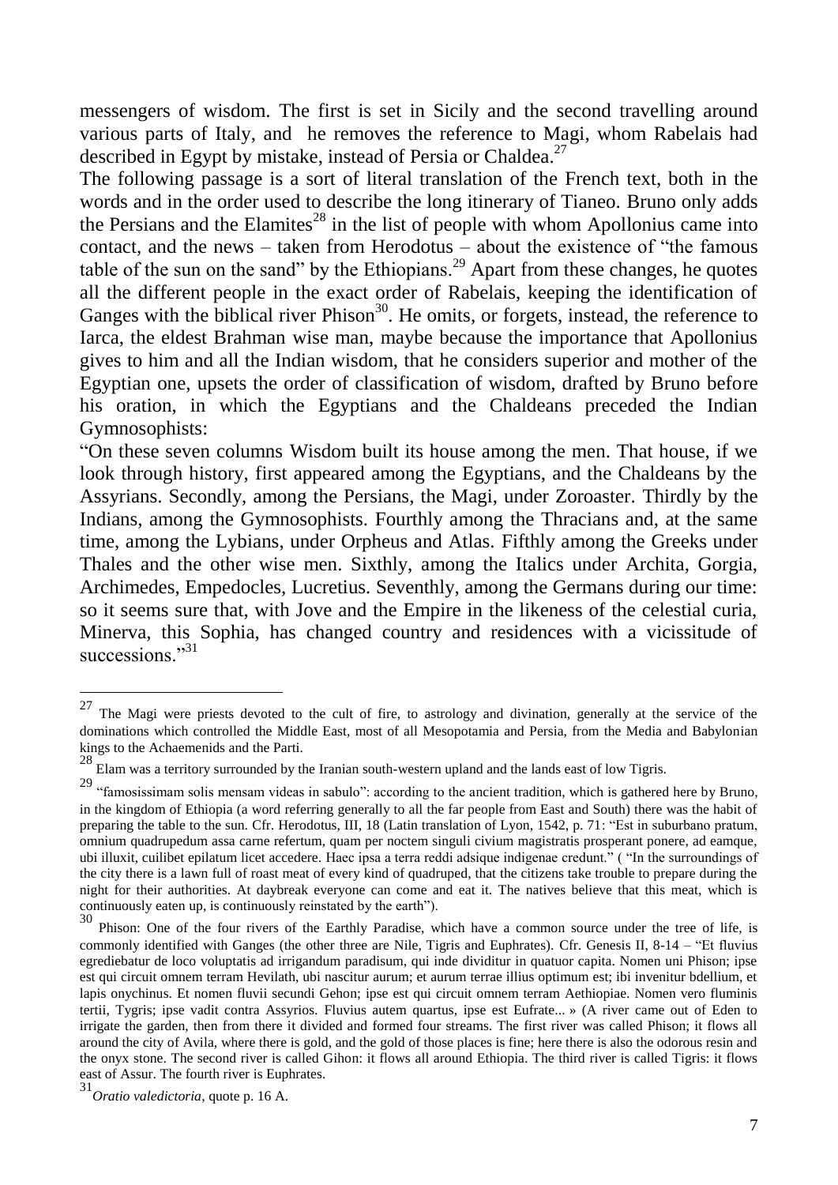messengers of wisdom. The first is set in Sicily and the second travelling around various parts of Italy, and he removes the reference to Magi, whom Rabelais had described in Egypt by mistake, instead of Persia or Chaldea.[27]

The following passage is a sort of literal translation of the French text, both in the words and in the order used to describe the long itinerary of Tianeo. Bruno only adds the Persians and the Elamites[28] in the list of people with whom Apollonius came into contact, and the news – taken from Herodotus – about the existence of "the famous table of the sun on the sand" by the Ethiopians.[29] Apart from these changes, he quotes all the different people in the exact order of Rabelais, keeping the identification of Ganges with the biblical river Phison[30]. He omits, or forgets, instead, the reference to Iarca, the eldest Brahman wise man, maybe because the importance that Apollonius gives to him and all the Indian wisdom, that he considers superior and mother of the Egyptian one, upsets the order of classification of wisdom, drafted by Bruno before his oration, in which the Egyptians and the Chaldeans preceded the Indian Gymnosophists:

"On these seven columns Wisdom built its house among the men. That house, if we look through history, first appeared among the Egyptians, and the Chaldeans by the Assyrians. Secondly, among the Persians, the Magi, under Zoroaster. Thirdly by the Indians, among the Gymnosophists. Fourthly among the Thracians and, at the same time, among the Lybians, under Orpheus and Atlas. Fifthly among the Greeks under Thales and the other wise men. Sixthly, among the Italics under Archita, Gorgia, Archimedes, Empedocles, Lucretius. Seventhly, among the Germans during our time: so it seems sure that, with Jove and the Empire in the likeness of the celestial curia, Minerva, this Sophia, has changed country and residences with a vicissitude of successions."[31]

---

[27] The Magi were priests devoted to the cult of fire, to astrology and divination, generally at the service of the dominations which controlled the Middle East, most of all Mesopotamia and Persia, from the Media and Babylonian kings to the Achaemenids and the Parti.

[28] Elam was a territory surrounded by the Iranian south-western upland and the lands east of low Tigris.

[29] "famosissimam solis mensam videas in sabulo": according to the ancient tradition, which is gathered here by Bruno, in the kingdom of Ethiopia (a word referring generally to all the far people from East and South) there was the habit of preparing the table to the sun. Cfr. Herodotus, III, 18 (Latin translation of Lyon, 1542, p. 71: "Est in suburbano pratum, omnium quadrupedum assa carne refertum, quam per noctem singuli civium magistratis prosperant ponere, ad eamque, ubi illuxit, cuilibet epilatum licet accedere. Haec ipsa a terra reddi adsique indigenae credunt." ( "In the surroundings of the city there is a lawn full of roast meat of every kind of quadruped, that the citizens take trouble to prepare during the night for their authorities. At daybreak everyone can come and eat it. The natives believe that this meat, which is continuously eaten up, is continuously reinstated by the earth").

[30] Phison: One of the four rivers of the Earthly Paradise, which have a common source under the tree of life, is commonly identified with Ganges (the other three are Nile, Tigris and Euphrates). Cfr. Genesis II, 8-14 – "Et fluvius egrediebatur de loco voluptatis ad irrigandum paradisum, qui inde dividitur in quatuor capita. Nomen uni Phison; ipse est qui circuit omnem terram Hevilath, ubi nascitur aurum; et aurum terrae illius optimum est; ibi invenitur bdellium, et lapis onychinus. Et nomen fluvii secundi Gehon; ipse est qui circuit omnem terram Aethiopiae. Nomen vero fluminis tertii, Tygris; ipse vadit contra Assyrios. Fluvius autem quartus, ipse est Eufrate... » (A river came out of Eden to irrigate the garden, then from there it divided and formed four streams. The first river was called Phison; it flows all around the city of Avila, where there is gold, and the gold of those places is fine; here there is also the odorous resin and the onyx stone. The second river is called Gihon: it flows all around Ethiopia. The third river is called Tigris: it flows east of Assur. The fourth river is Euphrates.

[31] *Oratio valedictoria*, quote p. 16 A.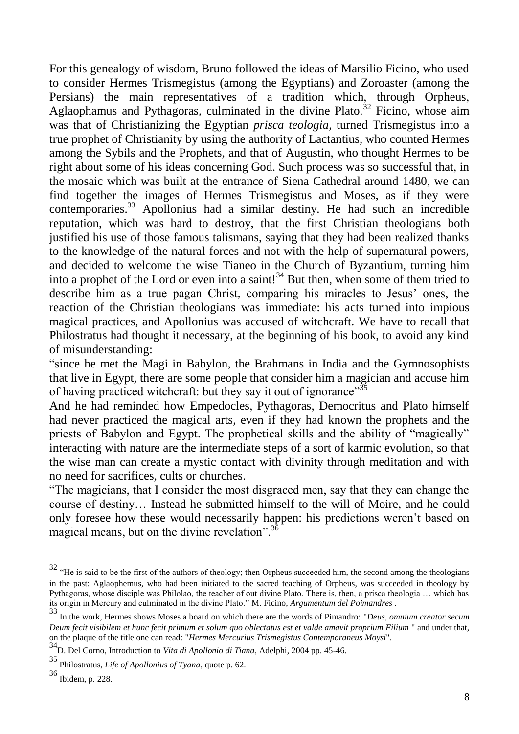For this genealogy of wisdom, Bruno followed the ideas of Marsilio Ficino, who used to consider Hermes Trismegistus (among the Egyptians) and Zoroaster (among the Persians) the main representatives of a tradition which, through Orpheus, Aglaophamus and Pythagoras, culminated in the divine Plato.[32] Ficino, whose aim was that of Christianizing the Egyptian *prisca teologia*, turned Trismegistus into a true prophet of Christianity by using the authority of Lactantius, who counted Hermes among the Sybils and the Prophets, and that of Augustin, who thought Hermes to be right about some of his ideas concerning God. Such process was so successful that, in the mosaic which was built at the entrance of Siena Cathedral around 1480, we can find together the images of Hermes Trismegistus and Moses, as if they were contemporaries.[33] Apollonius had a similar destiny. He had such an incredible reputation, which was hard to destroy, that the first Christian theologians both justified his use of those famous talismans, saying that they had been realized thanks to the knowledge of the natural forces and not with the help of supernatural powers, and decided to welcome the wise Tianeo in the Church of Byzantium, turning him into a prophet of the Lord or even into a saint![34] But then, when some of them tried to describe him as a true pagan Christ, comparing his miracles to Jesus' ones, the reaction of the Christian theologians was immediate: his acts turned into impious magical practices, and Apollonius was accused of witchcraft. We have to recall that Philostratus had thought it necessary, at the beginning of his book, to avoid any kind of misunderstanding:

"since he met the Magi in Babylon, the Brahmans in India and the Gymnosophists that live in Egypt, there are some people that consider him a magician and accuse him of having practiced witchcraft: but they say it out of ignorance"[35]

And he had reminded how Empedocles, Pythagoras, Democritus and Plato himself had never practiced the magical arts, even if they had known the prophets and the priests of Babylon and Egypt. The prophetical skills and the ability of "magically" interacting with nature are the intermediate steps of a sort of karmic evolution, so that the wise man can create a mystic contact with divinity through meditation and with no need for sacrifices, cults or churches.

"The magicians, that I consider the most disgraced men, say that they can change the course of destiny… Instead he submitted himself to the will of Moire, and he could only foresee how these would necessarily happen: his predictions weren't based on magical means, but on the divine revelation".[36]

---

[32] "He is said to be the first of the authors of theology; then Orpheus succeeded him, the second among the theologians in the past: Aglaophemus, who had been initiated to the sacred teaching of Orpheus, was succeeded in theology by Pythagoras, whose disciple was Philolao, the teacher of out divine Plato. There is, then, a prisca theologia … which has its origin in Mercury and culminated in the divine Plato." M. Ficino, *Argumentum del Poimandres* .

[33] In the work, Hermes shows Moses a board on which there are the words of Pimandro: "*Deus, omnium creator secum Deum fecit visibilem et hunc fecit primum et solum quo oblectatus est et valde amavit proprium Filium* " and under that, on the plaque of the title one can read: "*Hermes Mercurius Trismegistus Contemporaneus Moysi*".

[34] D. Del Corno, Introduction to *Vita di Apollonio di Tiana*, Adelphi, 2004 pp. 45-46.

[35] Philostratus, *Life of Apollonius of Tyana*, quote p. 62.

[36] Ibidem, p. 228.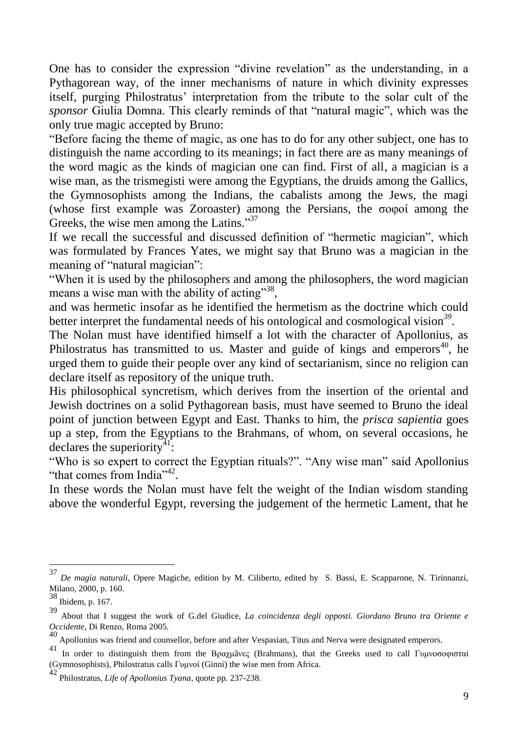One has to consider the expression "divine revelation" as the understanding, in a Pythagorean way, of the inner mechanisms of nature in which divinity expresses itself, purging Philostratus' interpretation from the tribute to the solar cult of the *sponsor* Giulia Domna. This clearly reminds of that "natural magic", which was the only true magic accepted by Bruno:

"Before facing the theme of magic, as one has to do for any other subject, one has to distinguish the name according to its meanings; in fact there are as many meanings of the word magic as the kinds of magician one can find. First of all, a magician is a wise man, as the trismegisti were among the Egyptians, the druids among the Gallics, the Gymnosophists among the Indians, the cabalists among the Jews, the magi (whose first example was Zoroaster) among the Persians, the σοφοί among the Greeks, the wise men among the Latins."[37]

If we recall the successful and discussed definition of "hermetic magician", which was formulated by Frances Yates, we might say that Bruno was a magician in the meaning of "natural magician":

"When it is used by the philosophers and among the philosophers, the word magician means a wise man with the ability of acting"[38],

and was hermetic insofar as he identified the hermetism as the doctrine which could better interpret the fundamental needs of his ontological and cosmological vision[39].

The Nolan must have identified himself a lot with the character of Apollonius, as Philostratus has transmitted to us. Master and guide of kings and emperors[40], he urged them to guide their people over any kind of sectarianism, since no religion can declare itself as repository of the unique truth.

His philosophical syncretism, which derives from the insertion of the oriental and Jewish doctrines on a solid Pythagorean basis, must have seemed to Bruno the ideal point of junction between Egypt and East. Thanks to him, the *prisca sapientia* goes up a step, from the Egyptians to the Brahmans, of whom, on several occasions, he declares the superiority[41]:

"Who is so expert to correct the Egyptian rituals?". "Any wise man" said Apollonius "that comes from India"[42].

In these words the Nolan must have felt the weight of the Indian wisdom standing above the wonderful Egypt, reversing the judgement of the hermetic Lament, that he

---

[37] *De magia naturali*, Opere Magiche, edition by M. Ciliberto, edited by S. Bassi, E. Scapparone, N. Tirinnanzi, Milano, 2000, p. 160.

[38] Ibidem, p. 167.

[39] About that I suggest the work of G.del Giudice, *La coincidenza degli opposti. Giordano Bruno tra Oriente e Occidente*, Di Renzo, Roma 2005.

[40] Apollonius was friend and counsellor, before and after Vespasian, Titus and Nerva were designated emperors.

[41] In order to distinguish them from the Βραχμᾶνες (Brahmans), that the Greeks used to call Γυμνοσοφισταί (Gymnosophists), Philostratus calls Γυμνοί (Ginni) the wise men from Africa.

[42] Philostratus, *Life of Apollonius Tyana*, quote pp. 237-238.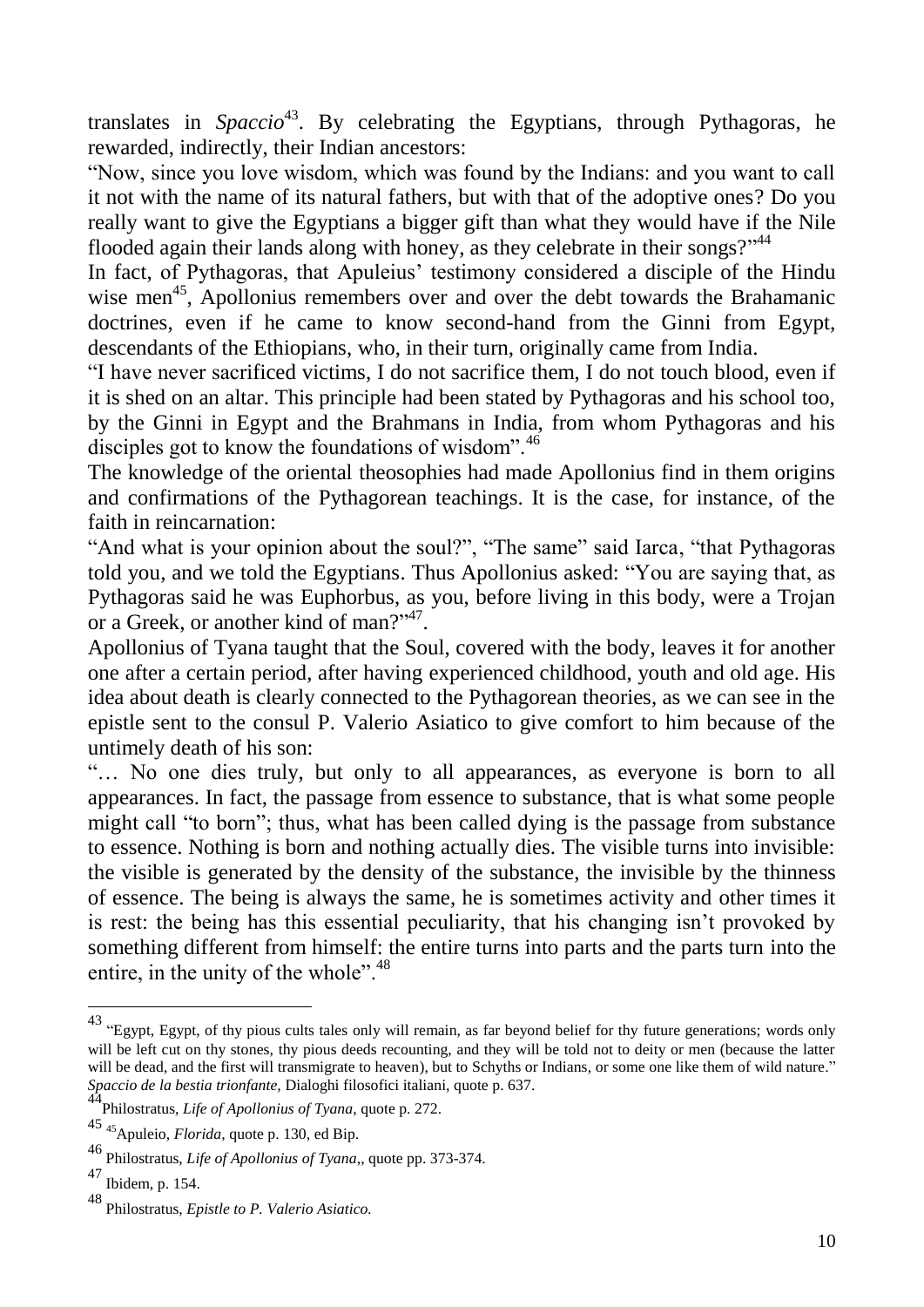translates in *Spaccio*[43]. By celebrating the Egyptians, through Pythagoras, he rewarded, indirectly, their Indian ancestors:

"Now, since you love wisdom, which was found by the Indians: and you want to call it not with the name of its natural fathers, but with that of the adoptive ones? Do you really want to give the Egyptians a bigger gift than what they would have if the Nile flooded again their lands along with honey, as they celebrate in their songs?"[44]

In fact, of Pythagoras, that Apuleius' testimony considered a disciple of the Hindu wise men[45], Apollonius remembers over and over the debt towards the Brahamanic doctrines, even if he came to know second-hand from the Ginni from Egypt, descendants of the Ethiopians, who, in their turn, originally came from India.

"I have never sacrificed victims, I do not sacrifice them, I do not touch blood, even if it is shed on an altar. This principle had been stated by Pythagoras and his school too, by the Ginni in Egypt and the Brahmans in India, from whom Pythagoras and his disciples got to know the foundations of wisdom".[46]

The knowledge of the oriental theosophies had made Apollonius find in them origins and confirmations of the Pythagorean teachings. It is the case, for instance, of the faith in reincarnation:

"And what is your opinion about the soul?", "The same" said Iarca, "that Pythagoras told you, and we told the Egyptians. Thus Apollonius asked: "You are saying that, as Pythagoras said he was Euphorbus, as you, before living in this body, were a Trojan or a Greek, or another kind of man?"[47].

Apollonius of Tyana taught that the Soul, covered with the body, leaves it for another one after a certain period, after having experienced childhood, youth and old age. His idea about death is clearly connected to the Pythagorean theories, as we can see in the epistle sent to the consul P. Valerio Asiatico to give comfort to him because of the untimely death of his son:

"… No one dies truly, but only to all appearances, as everyone is born to all appearances. In fact, the passage from essence to substance, that is what some people might call "to born"; thus, what has been called dying is the passage from substance to essence. Nothing is born and nothing actually dies. The visible turns into invisible: the visible is generated by the density of the substance, the invisible by the thinness of essence. The being is always the same, he is sometimes activity and other times it is rest: the being has this essential peculiarity, that his changing isn't provoked by something different from himself: the entire turns into parts and the parts turn into the entire, in the unity of the whole".[48]

---

[43] "Egypt, Egypt, of thy pious cults tales only will remain, as far beyond belief for thy future generations; words only will be left cut on thy stones, thy pious deeds recounting, and they will be told not to deity or men (because the latter will be dead, and the first will transmigrate to heaven), but to Schyths or Indians, or some one like them of wild nature." *Spaccio de la bestia trionfante*, Dialoghi filosofici italiani, quote p. 637.

[44] Philostratus, *Life of Apollonius of Tyana*, quote p. 272.

[45] [45]Apuleio, *Florida*, quote p. 130, ed Bip.

[46] Philostratus, *Life of Apollonius of Tyana*,, quote pp. 373-374.

[47] Ibidem, p. 154.

[48] Philostratus, *Epistle to P. Valerio Asiatico.*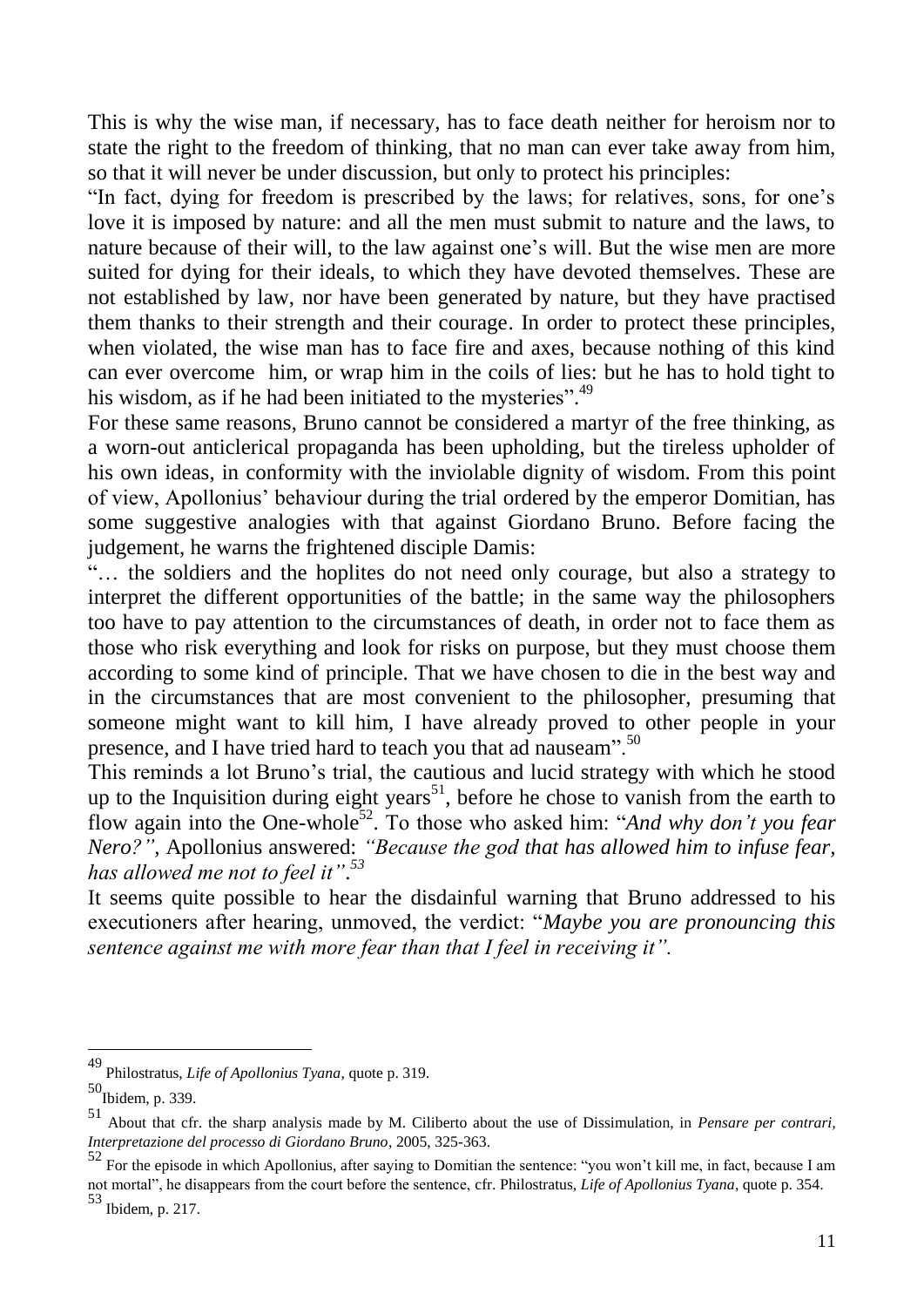This is why the wise man, if necessary, has to face death neither for heroism nor to state the right to the freedom of thinking, that no man can ever take away from him, so that it will never be under discussion, but only to protect his principles:

"In fact, dying for freedom is prescribed by the laws; for relatives, sons, for one's love it is imposed by nature: and all the men must submit to nature and the laws, to nature because of their will, to the law against one's will. But the wise men are more suited for dying for their ideals, to which they have devoted themselves. These are not established by law, nor have been generated by nature, but they have practised them thanks to their strength and their courage. In order to protect these principles, when violated, the wise man has to face fire and axes, because nothing of this kind can ever overcome him, or wrap him in the coils of lies: but he has to hold tight to his wisdom, as if he had been initiated to the mysteries".[49]

For these same reasons, Bruno cannot be considered a martyr of the free thinking, as a worn-out anticlerical propaganda has been upholding, but the tireless upholder of his own ideas, in conformity with the inviolable dignity of wisdom. From this point of view, Apollonius' behaviour during the trial ordered by the emperor Domitian, has some suggestive analogies with that against Giordano Bruno. Before facing the judgement, he warns the frightened disciple Damis:

"… the soldiers and the hoplites do not need only courage, but also a strategy to interpret the different opportunities of the battle; in the same way the philosophers too have to pay attention to the circumstances of death, in order not to face them as those who risk everything and look for risks on purpose, but they must choose them according to some kind of principle. That we have chosen to die in the best way and in the circumstances that are most convenient to the philosopher, presuming that someone might want to kill him, I have already proved to other people in your presence, and I have tried hard to teach you that ad nauseam".[50]

This reminds a lot Bruno's trial, the cautious and lucid strategy with which he stood up to the Inquisition during eight years[51], before he chose to vanish from the earth to flow again into the One-whole[52]. To those who asked him: "*And why don't you fear Nero?"*, Apollonius answered: *"Because the god that has allowed him to infuse fear, has allowed me not to feel it".*[53]

It seems quite possible to hear the disdainful warning that Bruno addressed to his executioners after hearing, unmoved, the verdict: "*Maybe you are pronouncing this sentence against me with more fear than that I feel in receiving it".*

---

[49] Philostratus, *Life of Apollonius Tyana*, quote p. 319.

[50] Ibidem, p. 339.

[51] About that cfr. the sharp analysis made by M. Ciliberto about the use of Dissimulation, in *Pensare per contrari, Interpretazione del processo di Giordano Bruno*, 2005, 325-363.

[52] For the episode in which Apollonius, after saying to Domitian the sentence: "you won't kill me, in fact, because I am not mortal", he disappears from the court before the sentence, cfr. Philostratus, *Life of Apollonius Tyana*, quote p. 354.

[53] Ibidem, p. 217.